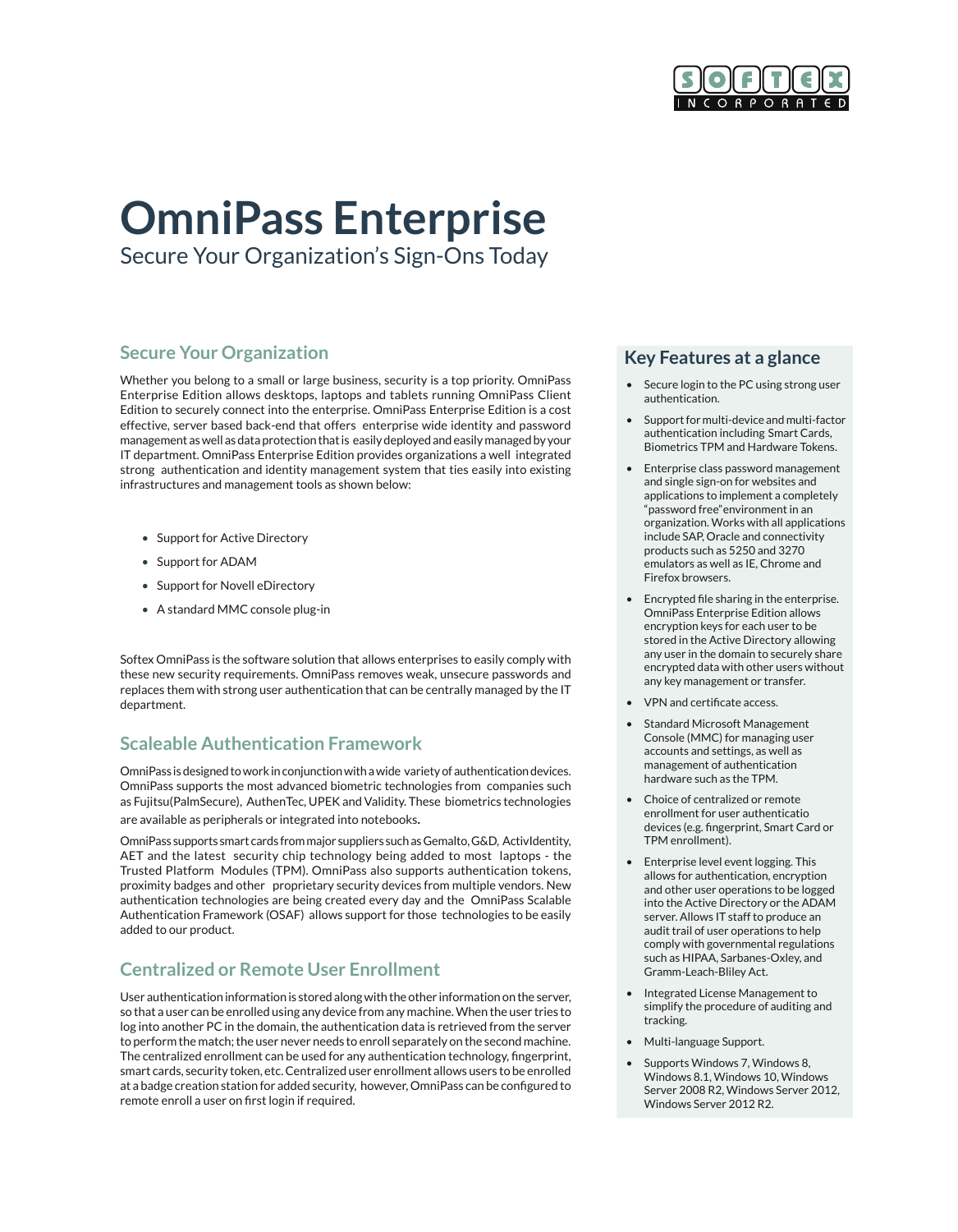# OmniPass Enterprise

Secure Your Organization's Sign-Ons Today

## Secure Your Organization

Whether you belong to a small or large business, security is a top priority. OmniPass Enterprise Edition allows desktops, laptops and tablets running OmniPass Client Edition to securely connect into the enterprise. OmniPass Enterprise Edition is a cost effective, server based back-end that offers enterprise wide identity and password management as well as data protection that is easily deployed and easily managed by your IT department. OmniPass Enterprise Edition provides organizations a well integrated strong authentication and identity management system that ties easily into existing infrastructures and management tools as shown below:

- Support for Active Directory
- Support for ADAM
- Support for Novell eDirectory
- A standard MMC console plug-in

Softex OmniPass is the software solution that allows enterprises to easily comply with these new security requirements. OmniPass removes weak, unsecure passwords and replaces them with strong user authentication that can be centrally managed by the IT department.

## Scaleable Authentication Framework

OmniPass is designed to work in conjunction with a wide variety of authentication devices. OmniPass supports the most advanced biometric technologies from companies such as Fujitsu(PalmSecure), AuthenTec, UPEK and Validity. These biometrics technologies are available as peripherals or integrated into notebooks.

OmniPass supports smart cards from major suppliers such as Gemalto, G&D, ActivIdentity, AET and the latest security chip technology being added to most laptops - the Trusted Platform Modules (TPM). OmniPass also supports authentication tokens, proximity badges and other proprietary security devices from multiple vendors. New authentication technologies are being created every day and the OmniPass Scalable Authentication Framework (OSAF) allows support for those technologies to be easily added to our product.

## Centralized or Remote User Enrollment

User authentication information is stored along with the other information on the server, so that a user can be enrolled using any device from any machine. When the user tries to log into another PC in the domain, the authentication data is retrieved from the server to perform the match; the user never needs to enroll separately on the second machine. The centralized enrollment can be used for any authentication technology, fingerprint, smart cards, security token, etc. Centralized user enrollment allows users to be enrolled at a badge creation station for added security, however, OmniPass can be configured to remote enroll a user on first login if required.

## Key Features at a glance

- Secure login to the PC using strong user authentication.
- Support for multi-device and multi-factor authentication including Smart Cards, Biometrics TPM and Hardware Tokens.
- Enterprise class password management and single sign-on for websites and applications to implement a completely "password free" environment in an organization. Works with all applications include SAP, Oracle and connectivity products such as 5250 and 3270 emulators as well as IE, Chrome and Firefox browsers.
- Encrypted file sharing in the enterprise. OmniPass Enterprise Edition allows encryption keys for each user to be stored in the Active Directory allowing any user in the domain to securely share encrypted data with other users without any key management or transfer.
- VPN and certificate access.
- Standard Microsoft Management Console (MMC) for managing user accounts and settings, as well as management of authentication hardware such as the TPM.
- Choice of centralized or remote enrollment for user authenticatio devices (e.g. fingerprint, Smart Card or TPM enrollment).
- Enterprise level event logging. This allows for authentication, encryption and other user operations to be logged into the Active Directory or the ADAM server. Allows IT staff to produce an audit trail of user operations to help comply with governmental regulations such as HIPAA, Sarbanes-Oxley, and Gramm-Leach-Bliley Act.
- Integrated License Management to simplify the procedure of auditing and tracking.
- Multi-language Support.
- Supports Windows 7, Windows 8, Windows 8.1, Windows 10, Windows Server 2008 R2, Windows Server 2012, Windows Server 2012 R2.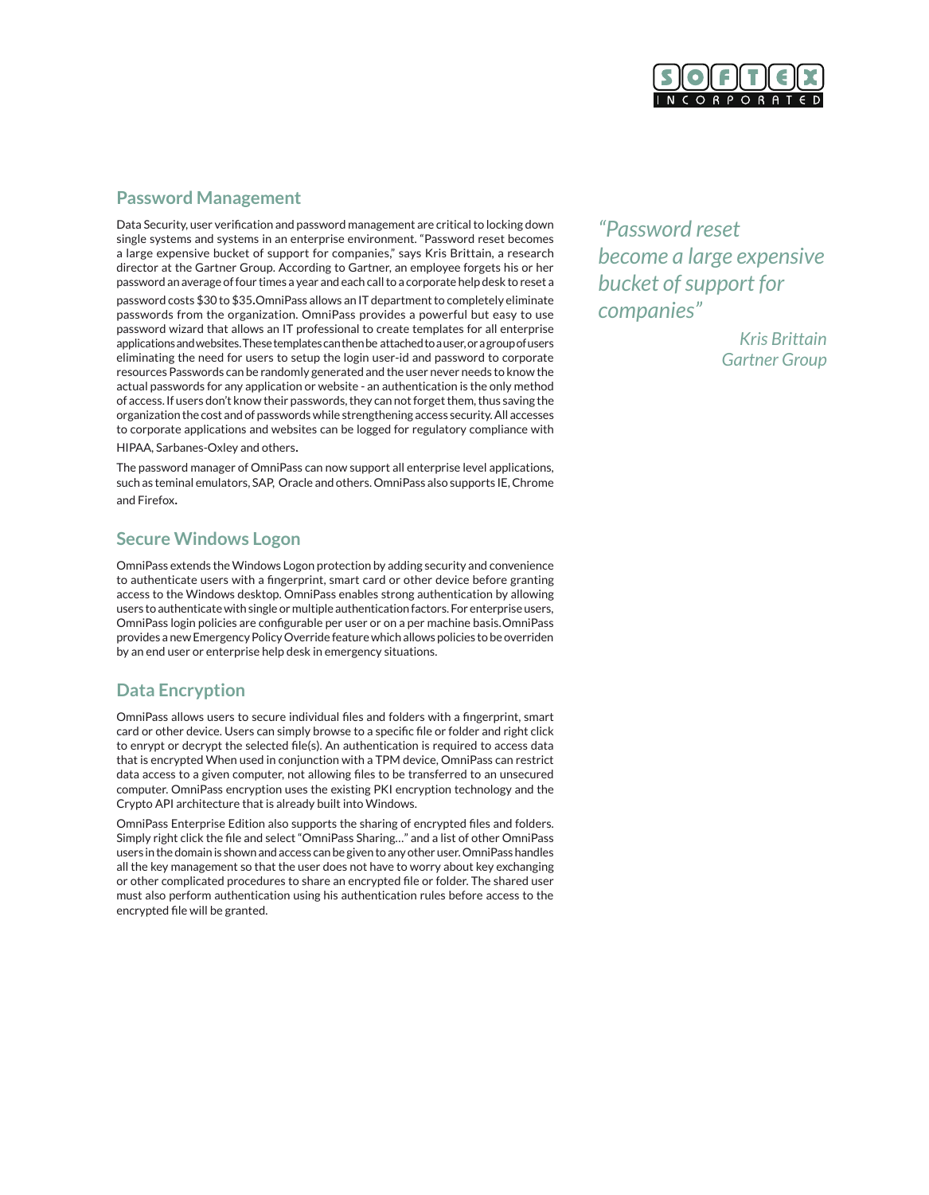## Password Management

Data Security, user verification and password management are critical to locking down single systems and systems in an enterprise environment. "Password reset becomes a large expensive bucket of support for companies," says Kris Brittain, a research director at the Gartner Group. According to Gartner, an employee forgets his or her password an average of four times a year and each call to a corporate help desk to reset a password costs $30 to $35. OmniPass allows an IT department to completely eliminate passwords from the organization. OmniPass provides a powerful but easy to use password wizard that allows an IT professional to create templates for all enterprise applications and websites. These templates can then be attached to a user, or a group of users eliminating the need for users to setup the login user-id and password to corporate resources Passwords can be randomly generated and the user never needs to know the actual passwords for any application or website - an authentication is the only method of access. If users don't know their passwords, they can not forget them, thus saving the organization the cost and of passwords while strengthening access security. All accesses to corporate applications and websites can be logged for regulatory compliance with HIPAA, Sarbanes-Oxley and others.

The password manager of OmniPass can now support all enterprise level applications, such as teminal emulators, SAP, Oracle and others. OmniPass also supports IE, Chrome and Firefox.

*"Password reset become a large expensive bucket of support for companies"*

*Kris Brittain*
*Gartner Group*

## Secure Windows Logon

OmniPass extends the Windows Logon protection by adding security and convenience to authenticate users with a fingerprint, smart card or other device before granting access to the Windows desktop. OmniPass enables strong authentication by allowing users to authenticate with single or multiple authentication factors. For enterprise users, OmniPass login policies are configurable per user or on a per machine basis. OmniPass provides a new Emergency Policy Override feature which allows policies to be overriden by an end user or enterprise help desk in emergency situations.

## Data Encryption

OmniPass allows users to secure individual files and folders with a fingerprint, smart card or other device. Users can simply browse to a specific file or folder and right click to enrypt or decrypt the selected file(s). An authentication is required to access data that is encrypted When used in conjunction with a TPM device, OmniPass can restrict data access to a given computer, not allowing files to be transferred to an unsecured computer. OmniPass encryption uses the existing PKI encryption technology and the Crypto API architecture that is already built into Windows.

OmniPass Enterprise Edition also supports the sharing of encrypted files and folders. Simply right click the file and select "OmniPass Sharing…" and a list of other OmniPass users in the domain is shown and access can be given to any other user. OmniPass handles all the key management so that the user does not have to worry about key exchanging or other complicated procedures to share an encrypted file or folder. The shared user must also perform authentication using his authentication rules before access to the encrypted file will be granted.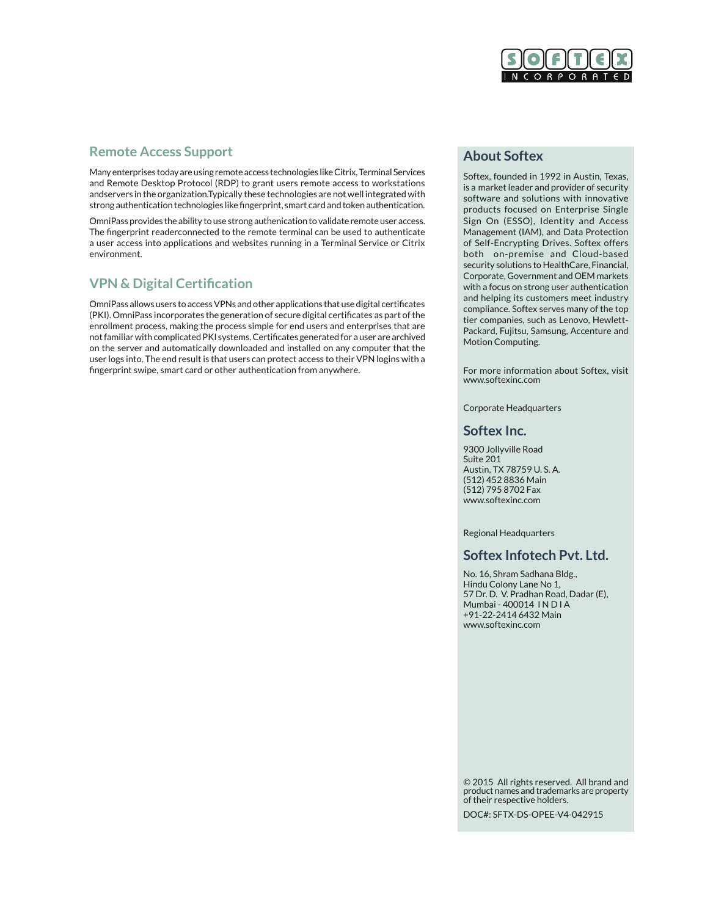## Remote Access Support

Many enterprises today are using remote access technologies like Citrix, Terminal Services and Remote Desktop Protocol (RDP) to grant users remote access to workstations andservers in the organization.Typically these technologies are not well integrated with strong authentication technologies like fingerprint, smart card and token authentication.

OmniPass provides the ability to use strong authenication to validate remote user access. The fingerprint readerconnected to the remote terminal can be used to authenticate a user access into applications and websites running in a Terminal Service or Citrix environment.

## VPN & Digital Certification

OmniPass allows users to access VPNs and other applications that use digital certificates (PKI). OmniPass incorporates the generation of secure digital certificates as part of the enrollment process, making the process simple for end users and enterprises that are not familiar with complicated PKI systems. Certificates generated for a user are archived on the server and automatically downloaded and installed on any computer that the user logs into. The end result is that users can protect access to their VPN logins with a fingerprint swipe, smart card or other authentication from anywhere.

## About Softex

Softex, founded in 1992 in Austin, Texas, is a market leader and provider of security software and solutions with innovative products focused on Enterprise Single Sign On (ESSO), Identity and Access Management (IAM), and Data Protection of Self-Encrypting Drives. Softex offers both on-premise and Cloud-based security solutions to HealthCare, Financial, Corporate, Government and OEM markets with a focus on strong user authentication and helping its customers meet industry compliance. Softex serves many of the top tier companies, such as Lenovo, Hewlett-Packard, Fujitsu, Samsung, Accenture and Motion Computing.

For more information about Softex, visit www.softexinc.com

Corporate Headquarters

### Softex Inc.

9300 Jollyville Road
Suite 201
Austin, TX 78759 U. S. A.
(512) 452 8836 Main
(512) 795 8702 Fax
www.softexinc.com

Regional Headquarters

### Softex Infotech Pvt. Ltd.

No. 16, Shram Sadhana Bldg.,
Hindu Colony Lane No 1,
57 Dr. D. V. Pradhan Road, Dadar (E),
Mumbai - 400014 I N D I A
+91-22-2414 6432 Main
www.softexinc.com

© 2015 All rights reserved. All brand and product names and trademarks are property of their respective holders.

DOC#: SFTX-DS-OPEE-V4-042915